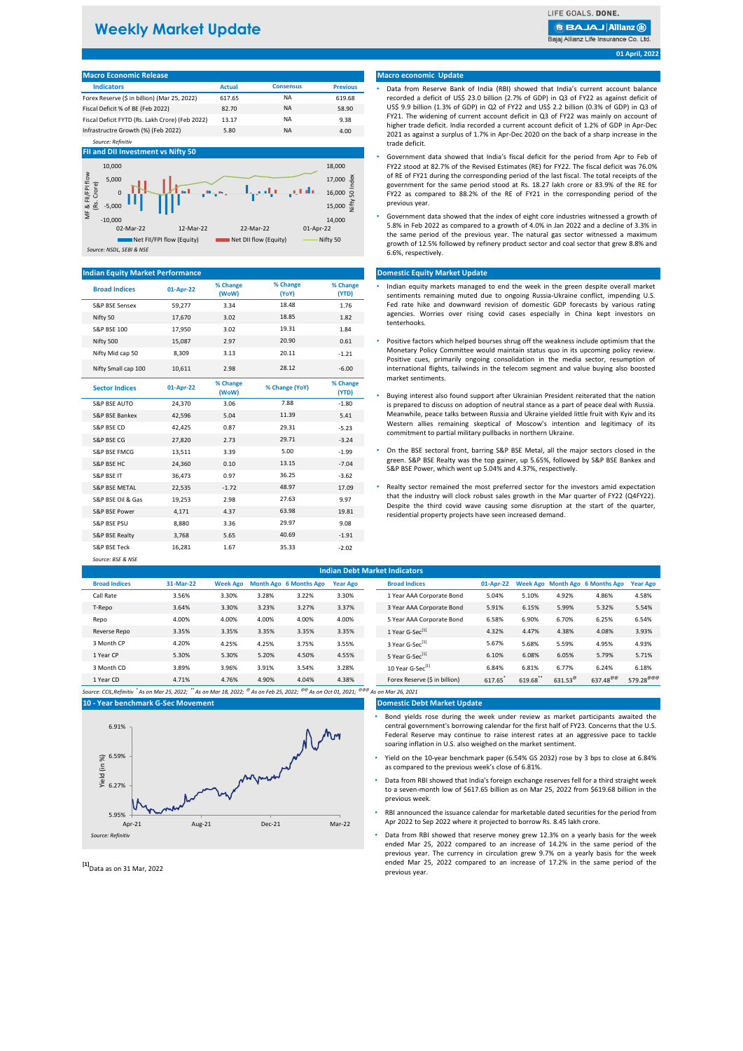# Weekly Market Update

01 April, 2022

## Macro Economic Release

| Indicators | Actual | Consensus | Previous |
|---|---|---|---|
| Forex Reserve ($ in billion) (Mar 25, 2022) | 617.65 | NA | 619.68 |
| Fiscal Deficit % of BE (Feb 2022) | 82.70 | NA | 58.90 |
| Fiscal Deficit FYTD (Rs. Lakh Crore) (Feb 2022) | 13.17 | NA | 9.38 |
| Infrastructre Growth (%) (Feb 2022) | 5.80 | NA | 4.00 |

Source: Refinitiv

## FII and DII Investment vs Nifty 50

Source: NSDL, SEBI & NSE

## Macro economic Update

- Data from Reserve Bank of India (RBI) showed that India's current account balance recorded a deficit of US$ 23.0 billion (2.7% of GDP) in Q3 of FY22 as against deficit of US$ 9.9 billion (1.3% of GDP) in Q2 of FY22 and US$ 2.2 billion (0.3% of GDP) in Q3 of FY21. The widening of current account deficit in Q3 of FY22 was mainly on account of higher trade deficit. India recorded a current account deficit of 1.2% of GDP in Apr-Dec 2021 as against a surplus of 1.7% in Apr-Dec 2020 on the back of a sharp increase in the trade deficit.
- Government data showed that India's fiscal deficit for the period from Apr to Feb of FY22 stood at 82.7% of the Revised Estimates (RE) for FY22. The fiscal deficit was 76.0% of RE of FY21 during the corresponding period of the last fiscal. The total receipts of the government for the same period stood at Rs. 18.27 lakh crore or 83.9% of the RE for FY22 as compared to 88.2% of the RE of FY21 in the corresponding period of the previous year.
- Government data showed that the index of eight core industries witnessed a growth of 5.8% in Feb 2022 as compared to a growth of 4.0% in Jan 2022 and a decline of 3.3% in the same period of the previous year. The natural gas sector witnessed a maximum growth of 12.5% followed by refinery product sector and coal sector that grew 8.8% and 6.6%, respectively.

## Indian Equity Market Performance

| Broad Indices | 01-Apr-22 | % Change (WoW) | % Change (YoY) | % Change (YTD) |
|---|---|---|---|---|
| S&P BSE Sensex | 59,277 | 3.34 | 18.48 | 1.76 |
| Nifty 50 | 17,670 | 3.02 | 18.85 | 1.82 |
| S&P BSE 100 | 17,950 | 3.02 | 19.31 | 1.84 |
| Nifty 500 | 15,087 | 2.97 | 20.90 | 0.61 |
| Nifty Mid cap 50 | 8,309 | 3.13 | 20.11 | -1.21 |
| Nifty Small cap 100 | 10,611 | 2.98 | 28.12 | -6.00 |

| Sector Indices | 01-Apr-22 | % Change (WoW) | % Change (YoY) | % Change (YTD) |
|---|---|---|---|---|
| S&P BSE AUTO | 24,370 | 3.06 | 7.88 | -1.80 |
| S&P BSE Bankex | 42,596 | 5.04 | 11.39 | 5.41 |
| S&P BSE CD | 42,425 | 0.87 | 29.31 | -5.23 |
| S&P BSE CG | 27,820 | 2.73 | 29.71 | -3.24 |
| S&P BSE FMCG | 13,511 | 3.39 | 5.00 | -1.99 |
| S&P BSE HC | 24,360 | 0.10 | 13.15 | -7.04 |
| S&P BSE IT | 36,473 | 0.97 | 36.25 | -3.62 |
| S&P BSE METAL | 22,535 | -1.72 | 48.97 | 17.09 |
| S&P BSE Oil & Gas | 19,253 | 2.98 | 27.63 | 9.97 |
| S&P BSE Power | 4,171 | 4.37 | 63.98 | 19.81 |
| S&P BSE PSU | 8,880 | 3.36 | 29.97 | 9.08 |
| S&P BSE Realty | 3,768 | 5.65 | 40.69 | -1.91 |
| S&P BSE Teck | 16,281 | 1.67 | 35.33 | -2.02 |

Source: BSE & NSE

## Domestic Equity Market Update

- Indian equity markets managed to end the week in the green despite overall market sentiments remaining muted due to ongoing Russia-Ukraine conflict, impending U.S. Fed rate hike and downward revision of domestic GDP forecasts by various rating agencies. Worries over rising covid cases especially in China kept investors on tenterhooks.
- Positive factors which helped bourses shrug off the weakness included hopes that the Monetary Policy Committee would maintain status quo in its upcoming policy review. Positive cues, primarily ongoing consolidation in the media sector, resumption of international flights, tailwinds in the telecom segment and value buying also boosted market sentiments.
- Buying interest also found support after Ukrainian President reiterated that the nation is prepared to discuss on adoption of neutral stance as a part of peace deal with Russia. Meanwhile, peace talks between Russia and Ukraine yielded little fruit with Kyiv and its Western allies remaining skeptical of Moscow's intention and legitimacy of its commitment to partial military pullbacks in northern Ukraine.
- On the BSE sectoral front, barring S&P BSE Metal, all the major sectors closed in the green. S&P BSE Realty was the top gainer, up 5.65%, followed by S&P BSE Bankex and S&P BSE Power, which went up 5.04% and 4.37%, respectively.
- Realty sector remained the most preferred sector for the investors amid expectation that the industry will clock robust sales growth in the Mar quarter of FY22 (Q4FY22). Despite the third covid wave causing some disruption at the start of the quarter, residential property projects have seen increased demand.

## Indian Debt Market Indicators

| Broad Indices | 31-Mar-22 | Week Ago | Month Ago | 6 Months Ago | Year Ago |
|---|---|---|---|---|---|
| Call Rate | 3.56% | 3.30% | 3.28% | 3.22% | 3.30% |
| T-Repo | 3.64% | 3.30% | 3.23% | 3.27% | 3.37% |
| Repo | 4.00% | 4.00% | 4.00% | 4.00% | 4.00% |
| Reverse Repo | 3.35% | 3.35% | 3.35% | 3.35% | 3.35% |
| 3 Month CP | 4.20% | 4.25% | 4.25% | 3.75% | 3.55% |
| 1 Year CP | 5.30% | 5.30% | 5.20% | 4.50% | 4.55% |
| 3 Month CD | 3.89% | 3.96% | 3.91% | 3.54% | 3.28% |
| 1 Year CD | 4.71% | 4.76% | 4.90% | 4.04% | 4.38% |

| Broad Indices | 01-Apr-22 | Week Ago | Month Ago | 6 Months Ago | Year Ago |
|---|---|---|---|---|---|
| 1 Year AAA Corporate Bond | 5.04% | 5.10% | 4.92% | 4.86% | 4.58% |
| 3 Year AAA Corporate Bond | 5.91% | 6.15% | 5.99% | 5.32% | 5.54% |
| 5 Year AAA Corporate Bond | 6.58% | 6.90% | 6.70% | 6.25% | 6.54% |
| 1 Year G-Sec[1] | 4.32% | 4.47% | 4.38% | 4.08% | 3.93% |
| 3 Year G-Sec[1] | 5.67% | 5.68% | 5.59% | 4.95% | 4.93% |
| 5 Year G-Sec[1] | 6.10% | 6.08% | 6.05% | 5.79% | 5.71% |
| 10 Year G-Sec[1] | 6.84% | 6.81% | 6.77% | 6.24% | 6.18% |
| Forex Reserve ($ in billion) | 617.65* | 619.68** | 631.53@ | 637.48@@ | 579.28@@@ |

Source: CCIL,Refinitiv *As on Mar 25, 2022; **As on Mar 18, 2022; @ As on Feb 25, 2022; @@ As on Oct 01, 2021; @@@ As on Mar 26, 2021

## 10 - Year benchmark G-Sec Movement

Source: Refinitiv

[1]Data as on 31 Mar, 2022

## Domestic Debt Market Update

- Bond yields rose during the week under review as market participants awaited the central government's borrowing calendar for the first half of FY23. Concerns that the U.S. Federal Reserve may continue to raise interest rates at an aggressive pace to tackle soaring inflation in U.S. also weighed on the market sentiment.
- Yield on the 10-year benchmark paper (6.54% GS 2032) rose by 3 bps to close at 6.84% as compared to the previous week's close of 6.81%.
- Data from RBI showed that India's foreign exchange reserves fell for a third straight week to a seven-month low of $617.65 billion as on Mar 25, 2022 from $619.68 billion in the previous week.
- RBI announced the issuance calendar for marketable dated securities for the period from Apr 2022 to Sep 2022 where it projected to borrow Rs. 8.45 lakh crore.
- Data from RBI showed that reserve money grew 12.3% on a yearly basis for the week ended Mar 25, 2022 compared to an increase of 14.2% in the same period of the previous year. The currency in circulation grew 9.7% on a yearly basis for the week ended Mar 25, 2022 compared to an increase of 17.2% in the same period of the previous year.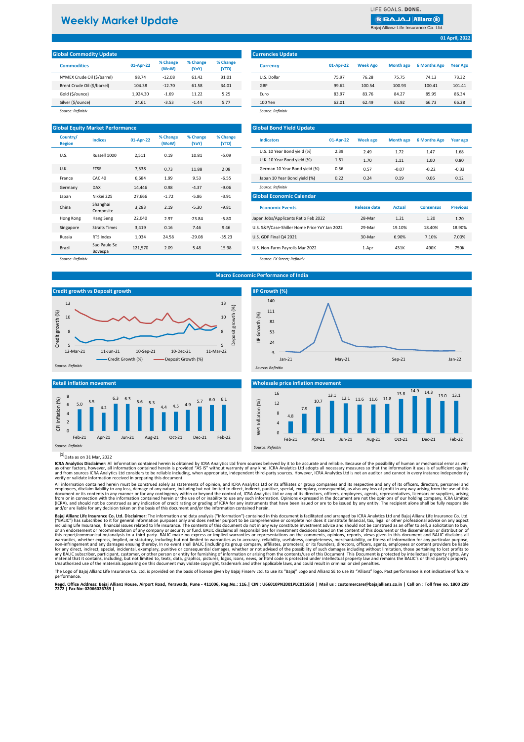# Weekly Market Update

LIFE GOALS. DONE.

BAJAJ | Allianz

Bajaj Allianz Life Insurance Co. Ltd.

01 April, 2022

## Global Commodity Update

| Commodities | 01-Apr-22 | % Change (WoW) | % Change (YoY) | % Change (YTD) |
|---|---|---|---|---|
| NYMEX Crude Oil ($/barrel) | 98.74 | -12.08 | 61.42 | 31.01 |
| Brent Crude Oil ($/barrel) | 104.38 | -12.70 | 61.58 | 34.01 |
| Gold ($/ounce) | 1,924.30 | -1.69 | 11.22 | 5.25 |
| Silver ($/ounce) | 24.61 | -3.53 | -1.44 | 5.77 |

*Source: Refinitiv*

## Currencies Update

| Currency | 01-Apr-22 | Week Ago | Month ago | 6 Months Ago | Year Ago |
|---|---|---|---|---|---|
| U.S. Dollar | 75.97 | 76.28 | 75.75 | 74.13 | 73.32 |
| GBP | 99.62 | 100.54 | 100.93 | 100.41 | 101.41 |
| Euro | 83.97 | 83.76 | 84.27 | 85.95 | 86.34 |
| 100 Yen | 62.01 | 62.49 | 65.92 | 66.73 | 66.28 |

*Source: Refinitiv*

## Global Equity Market Performance

| Country/ Region | Indices | 01-Apr-22 | % Change (WoW) | % Change (YoY) | % Change (YTD) |
|---|---|---|---|---|---|
| U.S. | Russell 1000 | 2,511 | 0.19 | 10.81 | -5.09 |
| U.K. | FTSE | 7,538 | 0.73 | 11.88 | 2.08 |
| France | CAC 40 | 6,684 | 1.99 | 9.53 | -6.55 |
| Germany | DAX | 14,446 | 0.98 | -4.37 | -9.06 |
| Japan | Nikkei 225 | 27,666 | -1.72 | -5.86 | -3.91 |
| China | Shanghai Composite | 3,283 | 2.19 | -5.30 | -9.81 |
| Hong Kong | Hang Seng | 22,040 | 2.97 | -23.84 | -5.80 |
| Singapore | Straits Times | 3,419 | 0.16 | 7.46 | 9.46 |
| Russia | RTS Index | 1,034 | 24.58 | -29.08 | -35.23 |
| Brazil | Sao Paulo Se Bovespa | 121,570 | 2.09 | 5.48 | 15.98 |

*Source: Refinitiv*

## Global Bond Yield Update

| Indicators | 01-Apr-22 | Week ago | Month ago | 6 Months Ago | Year Ago |
|---|---|---|---|---|---|
| U.S. 10 Year Bond yield (%) | 2.39 | 2.49 | 1.72 | 1.47 | 1.68 |
| U.K. 10 Year Bond yield (%) | 1.61 | 1.70 | 1.11 | 1.00 | 0.80 |
| German 10 Year Bond yield (%) | 0.56 | 0.57 | -0.07 | -0.22 | -0.33 |
| Japan 10 Year Bond yield (%) | 0.22 | 0.24 | 0.19 | 0.06 | 0.12 |

*Source: Refinitiv*

## Global Economic Calendar

| Economic Events | Release date | Actual | Consensus | Previous |
|---|---|---|---|---|
| Japan Jobs/Applicants Ratio Feb 2022 | 28-Mar | 1.21 | 1.20 | 1.20 |
| U.S. S&P/Case-Shiller Home Price YoY Jan 2022 | 29-Mar | 19.10% | 18.40% | 18.90% |
| U.S. GDP Final Q4 2021 | 30-Mar | 6.90% | 7.10% | 7.00% |
| U.S. Non-Farm Payrolls Mar 2022 | 1-Apr | 431K | 490K | 750K |

*Source: FX Street; Refinitiv*

## Macro Economic Performance of India

### Credit growth vs Deposit growth

Credit growth (%) | Deposit growth (%)

13, 10, 8, 5

12-Mar-21 | 11-Jun-21 | 10-Sep-21 | 10-Dec-21 | 11-Mar-22

Credit Growth (%) | Deposit Growth (%)

*Source: Refinitiv*

### IIP Growth (%)

IIP Growth (%)

140, 111, 82, 53, 24, -5

Jan-21 | May-21 | Sep-21 | Jan-22

*Source: Refinitiv*

### Retail inflation movement

CPI Inflation (%)

5.0, 5.5, 4.2, 6.3, 6.3, 5.6, 5.3, 4.4, 4.5, 4.9, 5.7, 6.0, 6.1

Feb-21 | Apr-21 | Jun-21 | Aug-21 | Oct-21 | Dec-21 | Feb-22

*Source: Refinitiv*

### Wholesale price inflation movement

WPI Inflation (%)

4.8, 7.9, 10.7, 13.1, 12.1, 11.6, 11.6, 11.8, 13.8, 14.9, 14.3, 13.0, 13.1

Feb-21 | Apr-21 | Jun-21 | Aug-21 | Oct-21 | Dec-21 | Feb-22

*Source: Refinitiv*

[1]Data as on 31 Mar, 2022

**ICRA Analytics Disclaimer:** All information contained herein is obtained by ICRA Analytics Ltd from sources believed by it to be accurate and reliable. Because of the possibility of human or mechanical error as well as other factors, however, all information contained herein is provided "AS IS" without warranty of any kind. ICRA Analytics Ltd adopts all necessary measures so that the information it uses is of sufficient quality and from sources ICRA Analytics Ltd considers to be reliable including, when appropriate, independent third-party sources. However, ICRA Analytics Ltd is not an auditor and cannot in every instance independently verify or validate information received in preparing this document.

All information contained herein must be construed solely as statements of opinion, and ICRA Analytics Ltd or its affiliates or group companies and its respective and any of its officers, directors, personnel and employees, disclaim liability to any loss, damage of any nature, including but not limited to direct, indirect, punitive, special, exemplary, consequential, as also any loss of profit in any way arising from the use of this document or its contents in any manner or for any contingency within or beyond the control of, ICRA Analytics Ltd or any of its directors, officers, employees, agents, representatives, licensors or suppliers, arising from or in connection with the information contained herein or the use of or inability to use any such information. Opinions expressed in the document are not the opinions of our holding company, ICRA Limited (ICRA), and should not be construed as any indication of credit rating or grading of ICRA for any instruments that have been issued or are to be issued by any entity. The recipient alone shall be fully responsible and/or are liable for any decision taken on the basis of this document and/or the information contained herein.

**Bajaj Allianz Life Insurance Co. Ltd. Disclaimer:** The information and data analysis ("Information") contained in this document is facilitated and arranged by ICRA Analytics Ltd and Bajaj Allianz Life Insurance Co. Ltd. ("BALIC") has subscribed to it for general information purposes only and does neither purport to be comprehensive or complete nor does it constitute financial, tax, legal or other professional advice on any aspect including Life Insurance, financial issues related to life insurance. The contents of this document do not in any way constitute investment advice and should not be construed as an offer to sell, a solicitation to buy, or an endorsement or recommendation of any company or security or fund. BALIC disclaims all responsibilities for investment decisions based on the content of this document or the dissemination or distribution of this report/communication/analysis to a third party. BALIC make no express or implied warranties or representations on the comments, opinions, reports, views given in this document and BALIC disclaims all warranties, whether express, implied, or statutory, including but not limited to warranties as to accuracy, reliability, usefulness, completeness, merchantability, or fitness of information for any particular purpose, non-infringement and any damages ensuing thereby. In no event shall BALIC (including its group company, affiliates, promoters) or its founders, directors, officers, agents, employees or content providers be liable for any direct, indirect, special, incidental, exemplary, punitive or consequential damages, whether or not advised of the possibility of such damages including without limitation, those pertaining to lost profits to any BALIC subscriber, participant, customer, or other person or entity for furnishing of information or arising from the contents/use of this Document. This Document is protected by intellectual property rights. Any material that it contains, including, but not limited to, texts, data, graphics, pictures, logos, icons, news, or html code is protected under intellectual property law and remains the BALIC's or third party's property. Unauthorized use of the materials appearing on this document may violate copyright, trademark and other applicable laws, and could result in criminal or civil penalties.

The Logo of Bajaj Allianz Life Insurance Co. Ltd. is provided on the basis of license given by Bajaj Finserv Ltd. to use its "Bajaj" Logo and Allianz SE to use its "Allianz" logo. Past performance is not indicative of future performance.

**Regd. Office Address: Bajaj Allianz House, Airport Road, Yerawada, Pune - 411006, Reg.No.: 116.| CIN : U66010PN2001PLC015959 | Mail us : customercare@bajajallianz.co.in | Call on : Toll free no. 1800 209 7272 | Fax No: 02066026789 |**